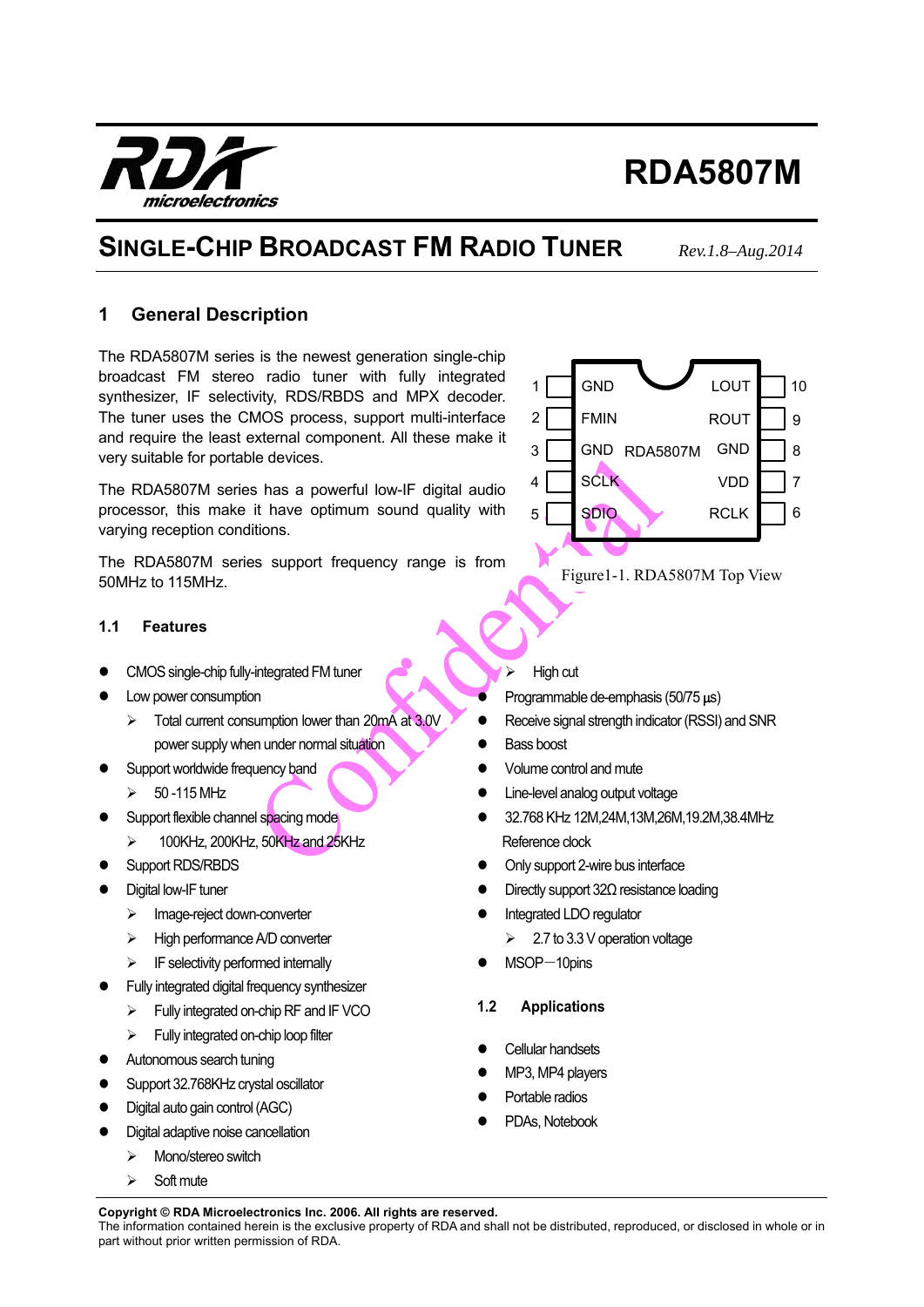# RDA5807M

## SINGLE-CHIP BROADCAST FM RADIO TUNER

*Rev.1.8–Aug.2014*

## 1 General Description

The RDA5807M series is the newest generation single-chip broadcast FM stereo radio tuner with fully integrated synthesizer, IF selectivity, RDS/RBDS and MPX decoder. The tuner uses the CMOS process, support multi-interface and require the least external component. All these make it very suitable for portable devices.

The RDA5807M series has a powerful low-IF digital audio processor, this make it have optimum sound quality with varying reception conditions.

The RDA5807M series support frequency range is from 50MHz to 115MHz.

| Pin | Left side | | Right side | Pin |
|---|---|---|---|---|
| 1 | GND | | LOUT | 10 |
| 2 | FMIN | | ROUT | 9 |
| 3 | GND | RDA5807M | GND | 8 |
| 4 | SCLK | | VDD | 7 |
| 5 | SDIO | | RCLK | 6 |

Figure1-1. RDA5807M Top View

### 1.1 Features

- CMOS single-chip fully-integrated FM tuner
- Low power consumption
  - Total current consumption lower than 20mA at 3.0V power supply when under normal situation
- Support worldwide frequency band
  - 50 -115 MHz
- Support flexible channel spacing mode
  - 100KHz, 200KHz, 50KHz and 25KHz
- Support RDS/RBDS
- Digital low-IF tuner
  - Image-reject down-converter
  - High performance A/D converter
  - IF selectivity performed internally
- Fully integrated digital frequency synthesizer
  - Fully integrated on-chip RF and IF VCO
  - Fully integrated on-chip loop filter
- Autonomous search tuning
- Support 32.768KHz crystal oscillator
- Digital auto gain control (AGC)
- Digital adaptive noise cancellation
  - Mono/stereo switch
  - Soft mute
  - High cut
- Programmable de-emphasis (50/75 µs)
- Receive signal strength indicator (RSSI) and SNR
- Bass boost
- Volume control and mute
- Line-level analog output voltage
- 32.768 KHz 12M,24M,13M,26M,19.2M,38.4MHz Reference clock
- Only support 2-wire bus interface
- Directly support 32Ω resistance loading
- Integrated LDO regulator
  - 2.7 to 3.3 V operation voltage
- MSOP－10pins

### 1.2 Applications

- Cellular handsets
- MP3, MP4 players
- Portable radios
- PDAs, Notebook

**Copyright © RDA Microelectronics Inc. 2006. All rights are reserved.**
The information contained herein is the exclusive property of RDA and shall not be distributed, reproduced, or disclosed in whole or in part without prior written permission of RDA.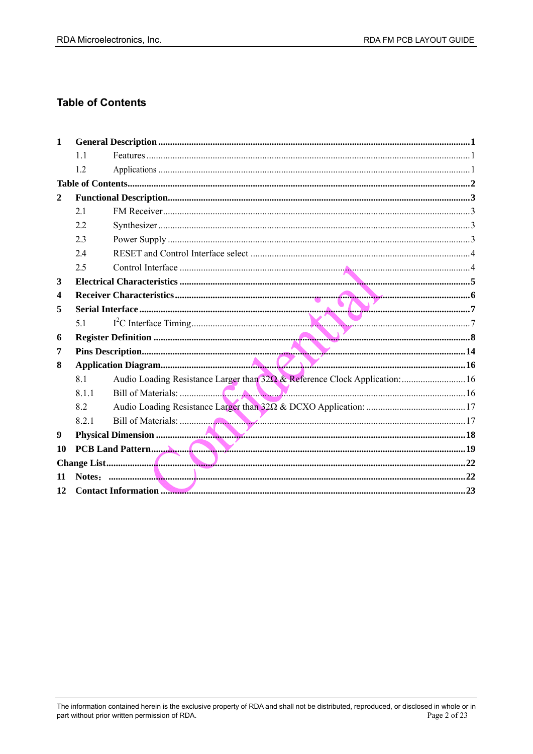# Table of Contents

- **1 General Description** ..... 1
  - 1.1 Features ..... 1
  - 1.2 Applications ..... 1
- **Table of Contents** ..... 2
- **2 Functional Description** ..... 3
  - 2.1 FM Receiver ..... 3
  - 2.2 Synthesizer ..... 3
  - 2.3 Power Supply ..... 3
  - 2.4 RESET and Control Interface select ..... 4
  - 2.5 Control Interface ..... 4
- **3 Electrical Characteristics** ..... 5
- **4 Receiver Characteristics** ..... 6
- **5 Serial Interface** ..... 7
  - 5.1 $I^2C$ Interface Timing ..... 7
- **6 Register Definition** ..... 8
- **7 Pins Description** ..... 14
- **8 Application Diagram** ..... 16
  - 8.1 Audio Loading Resistance Larger than 32Ω & Reference Clock Application: ..... 16
  - 8.1.1 Bill of Materials: ..... 16
  - 8.2 Audio Loading Resistance Larger than 32Ω & DCXO Application: ..... 17
  - 8.2.1 Bill of Materials: ..... 17
- **9 Physical Dimension** ..... 18
- **10 PCB Land Pattern** ..... 19
- **Change List** ..... 22
- **11 Notes：** ..... 22
- **12 Contact Information** ..... 23

The information contained herein is the exclusive property of RDA and shall not be distributed, reproduced, or disclosed in whole or in part without prior written permission of RDA.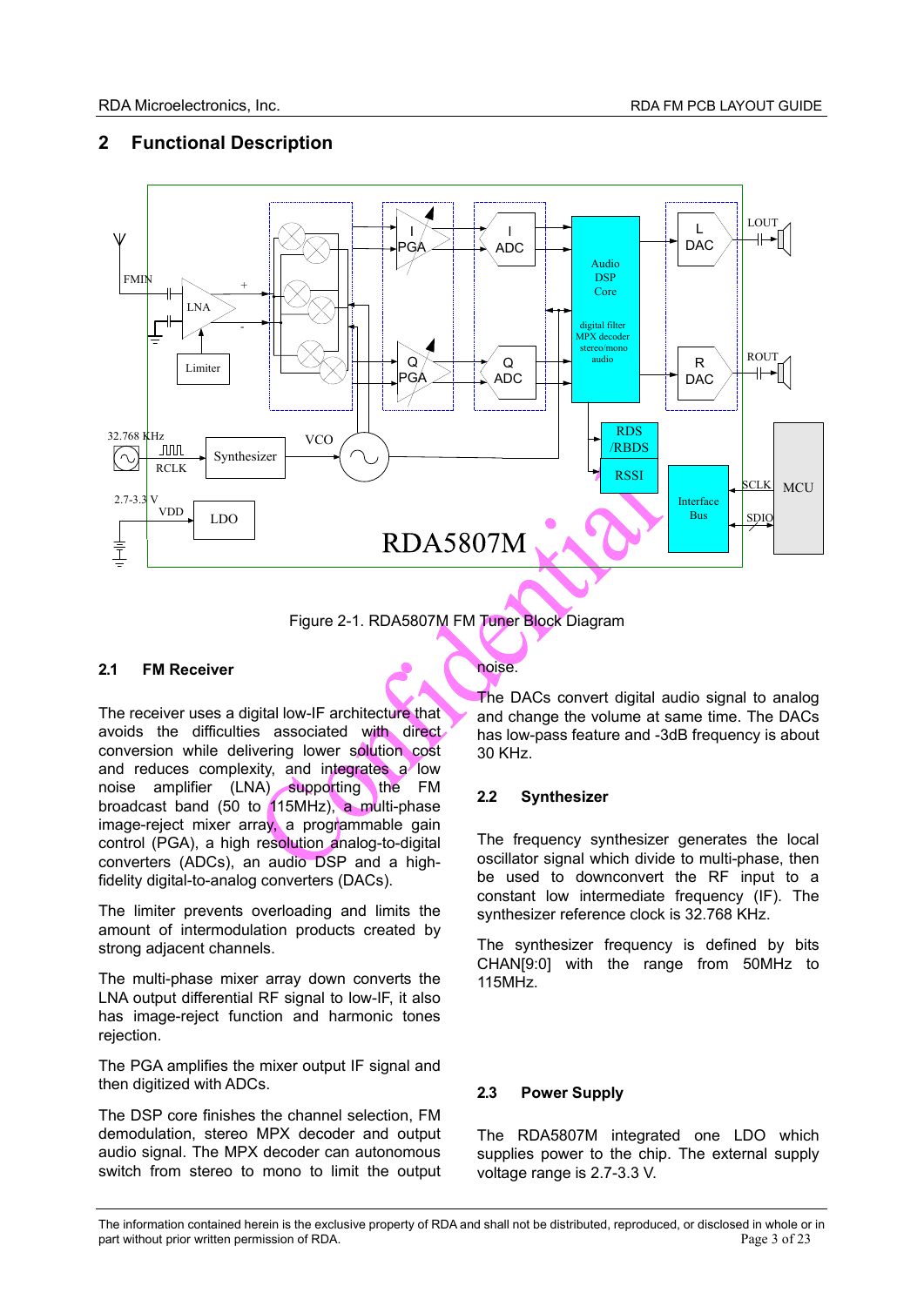## 2 Functional Description

Figure 2-1. RDA5807M FM Tuner Block Diagram

### 2.1 FM Receiver

The receiver uses a digital low-IF architecture that avoids the difficulties associated with direct conversion while delivering lower solution cost and reduces complexity, and integrates a low noise amplifier (LNA) supporting the FM broadcast band (50 to 115MHz), a multi-phase image-reject mixer array, a programmable gain control (PGA), a high resolution analog-to-digital converters (ADCs), an audio DSP and a high-fidelity digital-to-analog converters (DACs).

The limiter prevents overloading and limits the amount of intermodulation products created by strong adjacent channels.

The multi-phase mixer array down converts the LNA output differential RF signal to low-IF, it also has image-reject function and harmonic tones rejection.

The PGA amplifies the mixer output IF signal and then digitized with ADCs.

The DSP core finishes the channel selection, FM demodulation, stereo MPX decoder and output audio signal. The MPX decoder can autonomous switch from stereo to mono to limit the output noise.

The DACs convert digital audio signal to analog and change the volume at same time. The DACs has low-pass feature and -3dB frequency is about 30 KHz.

### 2.2 Synthesizer

The frequency synthesizer generates the local oscillator signal which divide to multi-phase, then be used to downconvert the RF input to a constant low intermediate frequency (IF). The synthesizer reference clock is 32.768 KHz.

The synthesizer frequency is defined by bits CHAN[9:0] with the range from 50MHz to 115MHz.

### 2.3 Power Supply

The RDA5807M integrated one LDO which supplies power to the chip. The external supply voltage range is 2.7-3.3 V.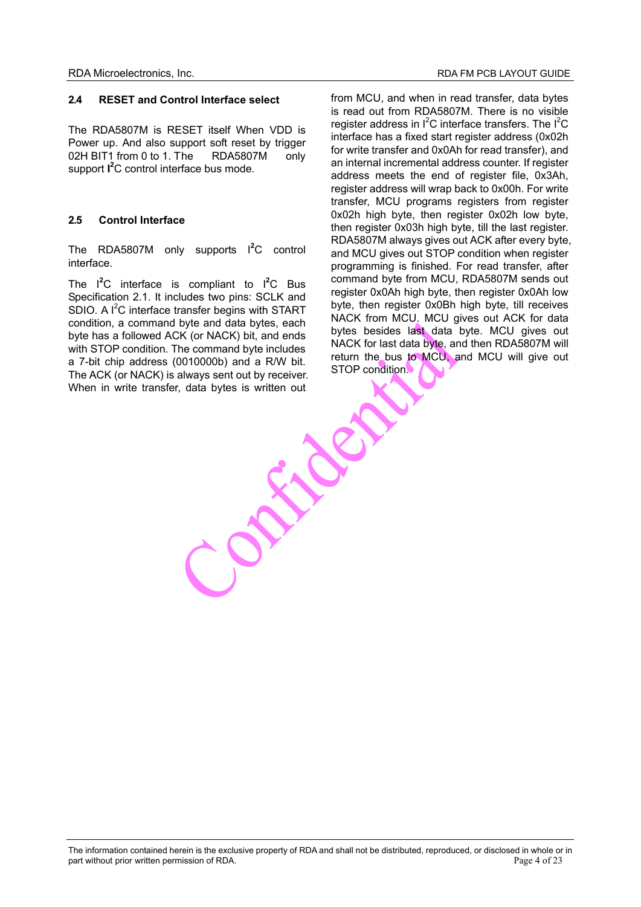## 2.4 RESET and Control Interface select

The RDA5807M is RESET itself When VDD is Power up. And also support soft reset by trigger 02H BIT1 from 0 to 1. The RDA5807M only support **I²C** control interface bus mode.

## 2.5 Control Interface

The RDA5807M only supports I²C control interface.

The I²C interface is compliant to I²C Bus Specification 2.1. It includes two pins: SCLK and SDIO. A I²C interface transfer begins with START condition, a command byte and data bytes, each byte has a followed ACK (or NACK) bit, and ends with STOP condition. The command byte includes a 7-bit chip address (0010000b) and a R/W bit. The ACK (or NACK) is always sent out by receiver. When in write transfer, data bytes is written out from MCU, and when in read transfer, data bytes is read out from RDA5807M. There is no visible register address in I²C interface transfers. The I²C interface has a fixed start register address (0x02h for write transfer and 0x0Ah for read transfer), and an internal incremental address counter. If register address meets the end of register file, 0x3Ah, register address will wrap back to 0x00h. For write transfer, MCU programs registers from register 0x02h high byte, then register 0x02h low byte, then register 0x03h high byte, till the last register. RDA5807M always gives out ACK after every byte, and MCU gives out STOP condition when register programming is finished. For read transfer, after command byte from MCU, RDA5807M sends out register 0x0Ah high byte, then register 0x0Ah low byte, then register 0x0Bh high byte, till receives NACK from MCU. MCU gives out ACK for data bytes besides last data byte. MCU gives out NACK for last data byte, and then RDA5807M will return the bus to MCU, and MCU will give out STOP condition.

The information contained herein is the exclusive property of RDA and shall not be distributed, reproduced, or disclosed in whole or in part without prior written permission of RDA.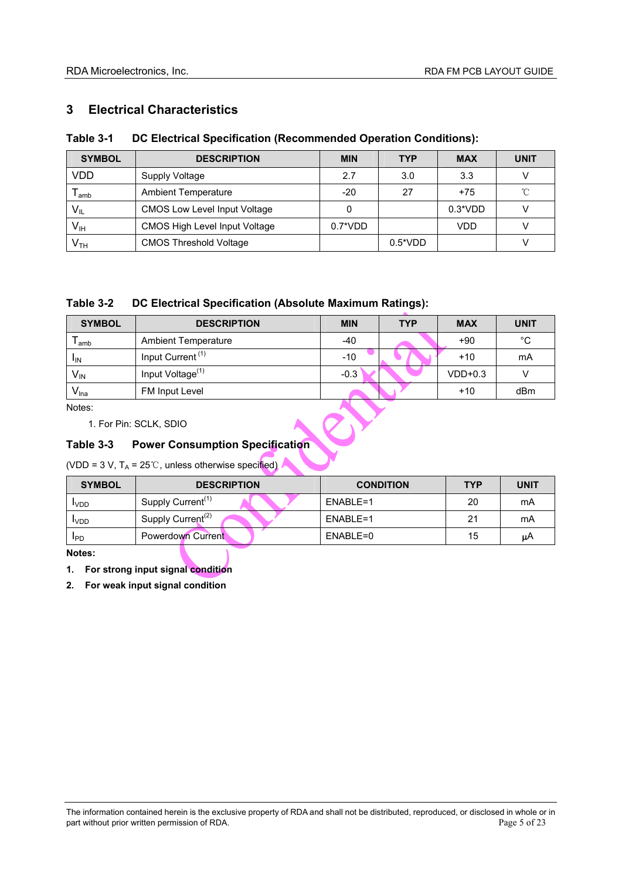# 3 Electrical Characteristics

**Table 3-1 DC Electrical Specification (Recommended Operation Conditions):**

| SYMBOL | DESCRIPTION | MIN | TYP | MAX | UNIT |
|---|---|---|---|---|---|
| VDD | Supply Voltage | 2.7 | 3.0 | 3.3 | V |
| $T_{amb}$ | Ambient Temperature | -20 | 27 | +75 | ℃ |
| $V_{IL}$ | CMOS Low Level Input Voltage | 0 | | 0.3*VDD | V |
| $V_{IH}$ | CMOS High Level Input Voltage | 0.7*VDD | | VDD | V |
| $V_{TH}$ | CMOS Threshold Voltage | | 0.5*VDD | | V |

**Table 3-2 DC Electrical Specification (Absolute Maximum Ratings):**

| SYMBOL | DESCRIPTION | MIN | TYP | MAX | UNIT |
|---|---|---|---|---|---|
| $T_{amb}$ | Ambient Temperature | -40 | | +90 | °C |
| $I_{IN}$ | Input Current (1) | -10 | | +10 | mA |
| $V_{IN}$ | Input Voltage(1) | -0.3 | | VDD+0.3 | V |
| $V_{lna}$ | FM Input Level | | | +10 | dBm |

Notes:

1. For Pin: SCLK, SDIO

**Table 3-3 Power Consumption Specification**

(VDD = 3 V, $T_A$ = 25℃, unless otherwise specified)

| SYMBOL | DESCRIPTION | CONDITION | TYP | UNIT |
|---|---|---|---|---|
| $I_{VDD}$ | Supply Current(1) | ENABLE=1 | 20 | mA |
| $I_{VDD}$ | Supply Current(2) | ENABLE=1 | 21 | mA |
| $I_{PD}$ | Powerdown Current | ENABLE=0 | 15 | μA |

**Notes:**

1. **For strong input signal condition**
2. **For weak input signal condition**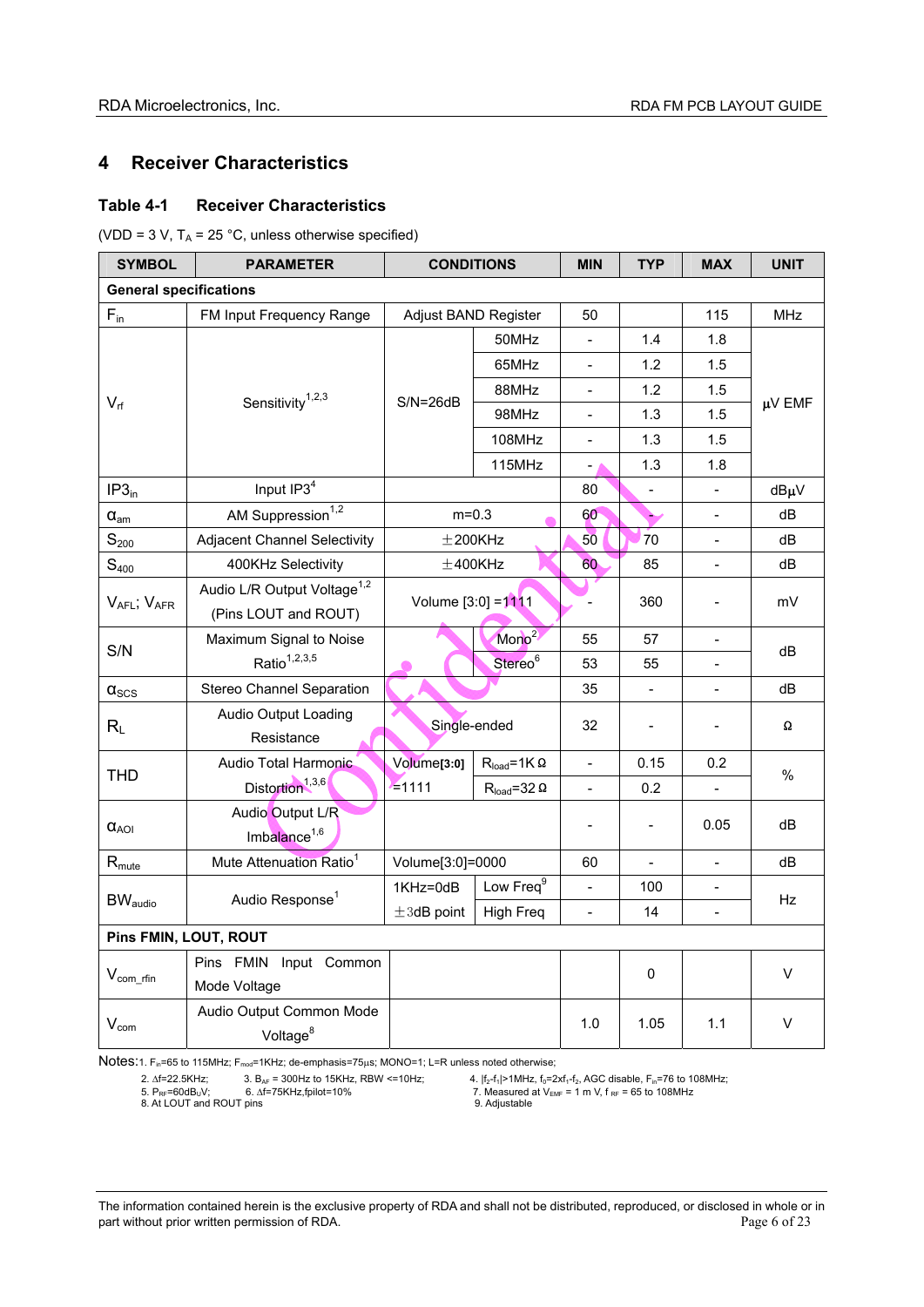## 4 Receiver Characteristics

### Table 4-1 Receiver Characteristics

(VDD = 3 V, $T_A$ = 25 °C, unless otherwise specified)

| SYMBOL | PARAMETER | CONDITIONS | | MIN | TYP | MAX | UNIT |
|---|---|---|---|---|---|---|---|
| **General specifications** | | | | | | | |
| $F_{in}$ | FM Input Frequency Range | Adjust BAND Register | | 50 | | 115 | MHz |
| $V_{rf}$ | Sensitivity[1,2,3] | S/N=26dB | 50MHz | - | 1.4 | 1.8 | μV EMF |
| | | | 65MHz | - | 1.2 | 1.5 | |
| | | | 88MHz | - | 1.2 | 1.5 | |
| | | | 98MHz | - | 1.3 | 1.5 | |
| | | | 108MHz | - | 1.3 | 1.5 | |
| | | | 115MHz | - | 1.3 | 1.8 | |
| $IP3_{in}$ | Input IP3[4] | | | 80 | - | - | dBμV |
| $\alpha_{am}$ | AM Suppression[1,2] | m=0.3 | | 60 | - | - | dB |
| $S_{200}$ | Adjacent Channel Selectivity | ±200KHz | | 50 | 70 | - | dB |
| $S_{400}$ | 400KHz Selectivity | ±400KHz | | 60 | 85 | - | dB |
| $V_{AFL}$; $V_{AFR}$ | Audio L/R Output Voltage[1,2] (Pins LOUT and ROUT) | Volume [3:0] =1111 | | - | 360 | - | mV |
| S/N | Maximum Signal to Noise Ratio[1,2,3,5] | | Mono[2] | 55 | 57 | - | dB |
| | | | Stereo[6] | 53 | 55 | - | |
| $\alpha_{SCS}$ | Stereo Channel Separation | | | 35 | - | - | dB |
| $R_L$ | Audio Output Loading Resistance | Single-ended | | 32 | - | - | Ω |
| THD | Audio Total Harmonic Distortion[1,3,6] | Volume[3:0] =1111 | $R_{load}$=1KΩ | - | 0.15 | 0.2 | % |
| | | | $R_{load}$=32Ω | - | 0.2 | - | |
| $\alpha_{AOI}$ | Audio Output L/R Imbalance[1,6] | | | - | - | 0.05 | dB |
| $R_{mute}$ | Mute Attenuation Ratio[1] | Volume[3:0]=0000 | | 60 | - | - | dB |
| $BW_{audio}$ | Audio Response[1] | 1KHz=0dB | Low Freq[9] | - | 100 | - | Hz |
| | | ±3dB point | High Freq | - | 14 | - | |
| **Pins FMIN, LOUT, ROUT** | | | | | | | |
| $V_{com\_rfin}$ | Pins FMIN Input Common Mode Voltage | | | | 0 | | V |
| $V_{com}$ | Audio Output Common Mode Voltage[8] | | | 1.0 | 1.05 | 1.1 | V |

Notes: 1. $F_{in}$=65 to 115MHz; $F_{mod}$=1KHz; de-emphasis=75μs; MONO=1; L=R unless noted otherwise;
2. Δf=22.5KHz;
3. $B_{AF}$ = 300Hz to 15KHz, RBW <=10Hz;
4. $|f_2-f_1|$>1MHz, $f_0=2xf_1-f_2$, AGC disable, $F_{in}$=76 to 108MHz;
5. $P_{RF}$=60dBuV;
6. Δf=75KHz,fpilot=10%
7. Measured at $V_{EMF}$ = 1 m V, $f_{RF}$ = 65 to 108MHz
8. At LOUT and ROUT pins
9. Adjustable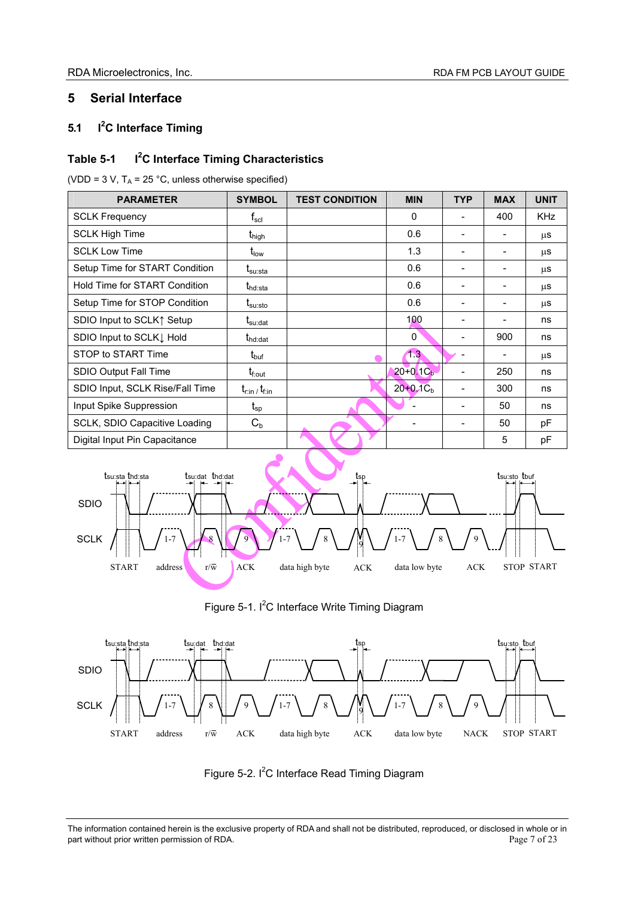## 5 Serial Interface

### 5.1 I²C Interface Timing

**Table 5-1 I²C Interface Timing Characteristics**

(VDD = 3 V, $T_A$ = 25 °C, unless otherwise specified)

| PARAMETER | SYMBOL | TEST CONDITION | MIN | TYP | MAX | UNIT |
|---|---|---|---|---|---|---|
| SCLK Frequency | $f_{scl}$ | | 0 | - | 400 | KHz |
| SCLK High Time | $t_{high}$ | | 0.6 | - | - | µs |
| SCLK Low Time | $t_{low}$ | | 1.3 | - | - | µs |
| Setup Time for START Condition | $t_{su:sta}$ | | 0.6 | - | - | µs |
| Hold Time for START Condition | $t_{hd:sta}$ | | 0.6 | - | - | µs |
| Setup Time for STOP Condition | $t_{su:sto}$ | | 0.6 | - | - | µs |
| SDIO Input to SCLK↑ Setup | $t_{su:dat}$ | | 100 | - | - | ns |
| SDIO Input to SCLK↓ Hold | $t_{hd:dat}$ | | 0 | - | 900 | ns |
| STOP to START Time | $t_{buf}$ | | 1.3 | - | - | µs |
| SDIO Output Fall Time | $t_{f:out}$ | | $20+0.1C_b$ | - | 250 | ns |
| SDIO Input, SCLK Rise/Fall Time | $t_{r:in}$ / $t_{f:in}$ | | $20+0.1C_b$ | - | 300 | ns |
| Input Spike Suppression | $t_{sp}$ | | - | - | 50 | ns |
| SCLK, SDIO Capacitive Loading | $C_b$ | | - | - | 50 | pF |
| Digital Input Pin Capacitance | | | | | 5 | pF |

Figure 5-1. I²C Interface Write Timing Diagram

Figure 5-2. I²C Interface Read Timing Diagram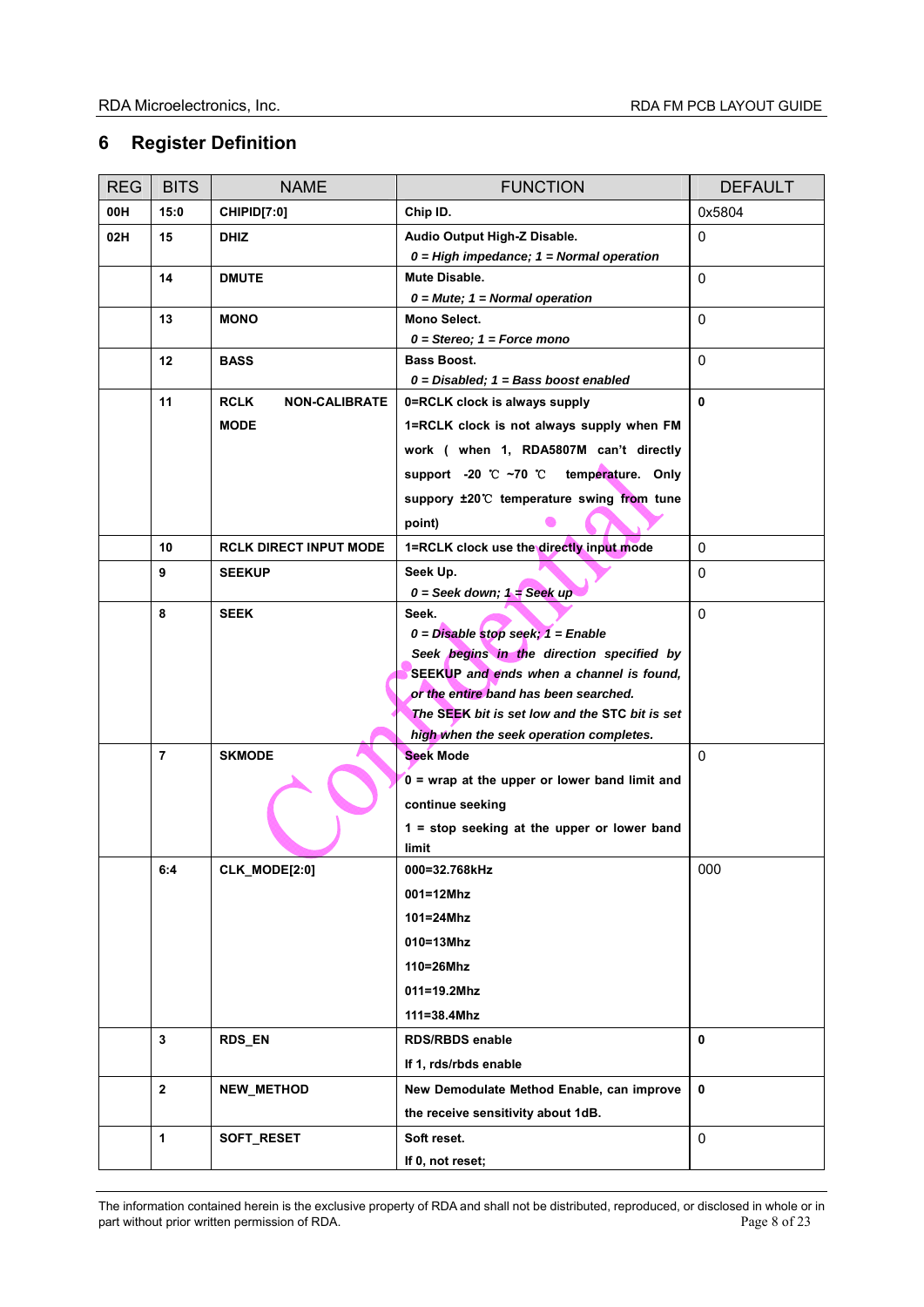## 6 Register Definition

| REG | BITS | NAME | FUNCTION | DEFAULT |
|---|---|---|---|---|
| **00H** | **15:0** | **CHIPID[7:0]** | **Chip ID.** | 0x5804 |
| **02H** | **15** | **DHIZ** | **Audio Output High-Z Disable.**<br>***0 = High impedance; 1 = Normal operation*** | 0 |
| | **14** | **DMUTE** | **Mute Disable.**<br>***0 = Mute; 1 = Normal operation*** | 0 |
| | **13** | **MONO** | **Mono Select.**<br>***0 = Stereo; 1 = Force mono*** | 0 |
| | **12** | **BASS** | **Bass Boost.**<br>***0 = Disabled; 1 = Bass boost enabled*** | 0 |
| | **11** | **RCLK NON-CALIBRATE MODE** | **0=RCLK clock is always supply**<br>**1=RCLK clock is not always supply when FM work ( when 1, RDA5807M can't directly support -20 ℃ ~70 ℃ temperature. Only suppory ±20℃ temperature swing from tune point)** | **0** |
| | **10** | **RCLK DIRECT INPUT MODE** | **1=RCLK clock use the directly input mode** | 0 |
| | **9** | **SEEKUP** | **Seek Up.**<br>***0 = Seek down; 1 = Seek up*** | 0 |
| | **8** | **SEEK** | **Seek.**<br>***0 = Disable stop seek; 1 = Enable***<br>***Seek begins in the direction specified by SEEKUP and ends when a channel is found, or the entire band has been searched.***<br>***The SEEK bit is set low and the STC bit is set high when the seek operation completes.*** | 0 |
| | **7** | **SKMODE** | **Seek Mode**<br>**0 = wrap at the upper or lower band limit and continue seeking**<br>**1 = stop seeking at the upper or lower band limit** | 0 |
| | **6:4** | **CLK_MODE[2:0]** | **000=32.768kHz**<br>**001=12Mhz**<br>**101=24Mhz**<br>**010=13Mhz**<br>**110=26Mhz**<br>**011=19.2Mhz**<br>**111=38.4Mhz** | 000 |
| | **3** | **RDS_EN** | **RDS/RBDS enable**<br>**If 1, rds/rbds enable** | **0** |
| | **2** | **NEW_METHOD** | **New Demodulate Method Enable, can improve the receive sensitivity about 1dB.** | **0** |
| | **1** | **SOFT_RESET** | **Soft reset.**<br>**If 0, not reset;** | 0 |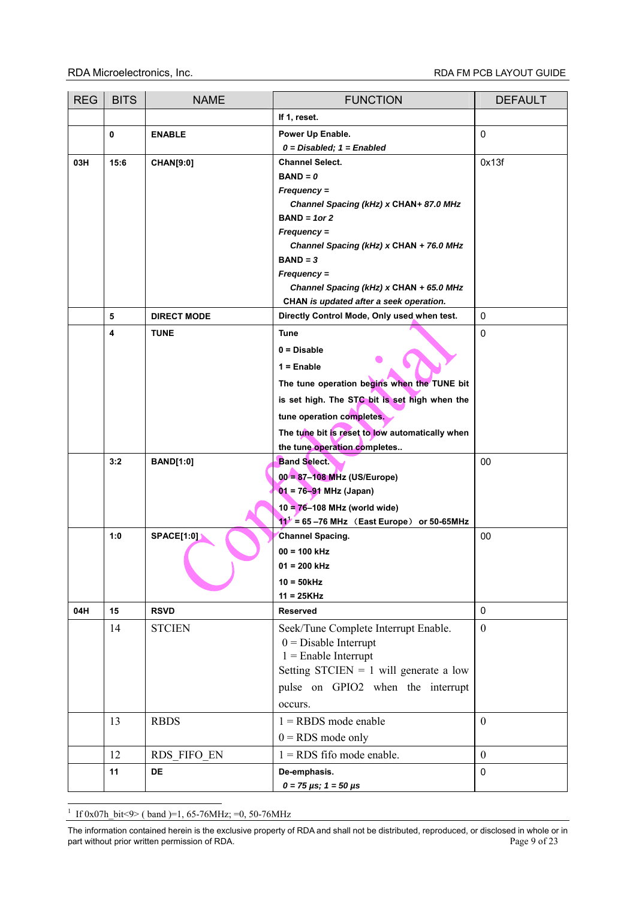| REG | BITS | NAME | FUNCTION | DEFAULT |
|---|---|---|---|---|
| | | | **If 1, reset.** | |
| | **0** | **ENABLE** | **Power Up Enable.**<br>***0 = Disabled; 1 = Enabled*** | 0 |
| **03H** | **15:6** | **CHAN[9:0]** | **Channel Select.**<br>**BAND =** ***0***<br>***Frequency =***<br>***Channel Spacing (kHz) x* CHAN*+ 87.0 MHz***<br>**BAND =** ***1or 2***<br>***Frequency =***<br>***Channel Spacing (kHz) x* CHAN *+ 76.0 MHz***<br>**BAND =** ***3***<br>***Frequency =***<br>***Channel Spacing (kHz) x* CHAN *+ 65.0 MHz***<br>**CHAN** ***is updated after a seek operation.*** | 0x13f |
| | **5** | **DIRECT MODE** | **Directly Control Mode, Only used when test.** | 0 |
| | **4** | **TUNE** | **Tune**<br>**0 = Disable**<br>**1 = Enable**<br>**The tune operation begins when the TUNE bit is set high. The STC bit is set high when the tune operation completes.**<br>**The tune bit is reset to low automatically when the tune operation completes..** | 0 |
| | **3:2** | **BAND[1:0]** | **Band Select.**<br>**00 = 87–108 MHz (US/Europe)**<br>**01 = 76–91 MHz (Japan)**<br>**10 = 76–108 MHz (world wide)**<br>**11**[1] **= 65 –76 MHz （East Europe） or 50-65MHz** | 00 |
| | **1:0** | **SPACE[1:0]** | **Channel Spacing.**<br>**00 = 100 kHz**<br>**01 = 200 kHz**<br>**10 = 50kHz**<br>**11 = 25KHz** | 00 |
| **04H** | **15** | **RSVD** | **Reserved** | 0 |
| | 14 | STCIEN | Seek/Tune Complete Interrupt Enable.<br>0 = Disable Interrupt<br>1 = Enable Interrupt<br>Setting STCIEN = 1 will generate a low pulse on GPIO2 when the interrupt occurs. | 0 |
| | 13 | RBDS | 1 = RBDS mode enable<br>0 = RDS mode only | 0 |
| | 12 | RDS_FIFO_EN | 1 = RDS fifo mode enable. | 0 |
| | **11** | **DE** | **De-emphasis.**<br>***0 = 75 µs; 1 = 50 µs*** | 0 |

[1] If 0x07h_bit<9> ( band )=1, 65-76MHz; =0, 50-76MHz

The information contained herein is the exclusive property of RDA and shall not be distributed, reproduced, or disclosed in whole or in part without prior written permission of RDA.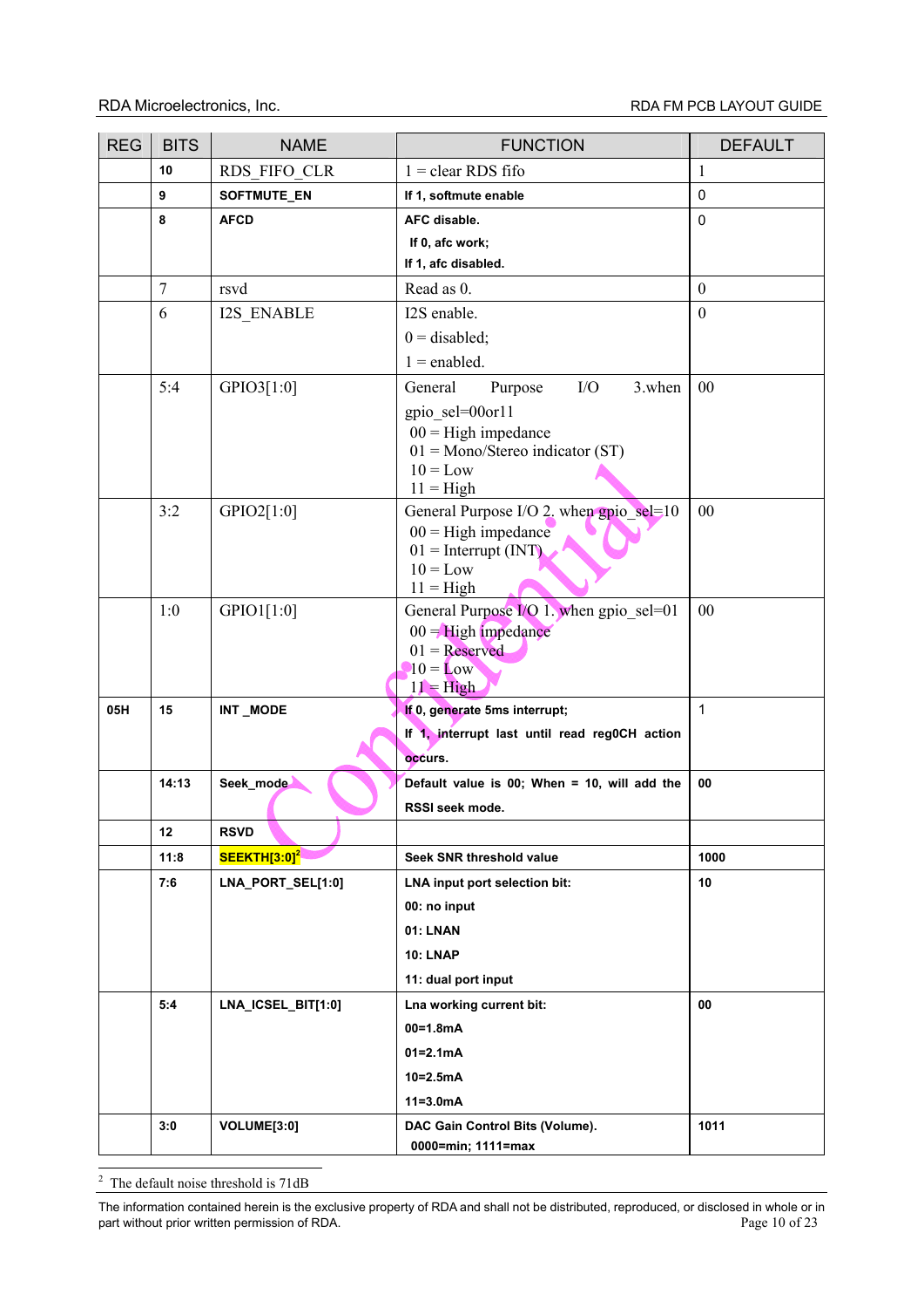| REG | BITS | NAME | FUNCTION | DEFAULT |
|---|---|---|---|---|
| | 10 | RDS_FIFO_CLR | 1 = clear RDS fifo | 1 |
| | 9 | **SOFTMUTE_EN** | **If 1, softmute enable** | 0 |
| | 8 | **AFCD** | **AFC disable.**<br>**If 0, afc work;**<br>**If 1, afc disabled.** | 0 |
| | 7 | rsvd | Read as 0. | 0 |
| | 6 | I2S_ENABLE | I2S enable.<br>0 = disabled;<br>1 = enabled. | 0 |
| | 5:4 | GPIO3[1:0] | General Purpose I/O 3.when gpio_sel=00or11<br>00 = High impedance<br>01 = Mono/Stereo indicator (ST)<br>10 = Low<br>11 = High | 00 |
| | 3:2 | GPIO2[1:0] | General Purpose I/O 2. when gpio_sel=10<br>00 = High impedance<br>01 = Interrupt (INT)<br>10 = Low<br>11 = High | 00 |
| | 1:0 | GPIO1[1:0] | General Purpose I/O 1. when gpio_sel=01<br>00 = High impedance<br>01 = Reserved<br>10 = Low<br>11 = High | 00 |
| **05H** | **15** | **INT _MODE** | **If 0, generate 5ms interrupt;**<br>**If 1, interrupt last until read reg0CH action occurs.** | 1 |
| | **14:13** | **Seek_mode** | **Default value is 00; When = 10, will add the RSSI seek mode.** | **00** |
| | **12** | **RSVD** | | |
| | **11:8** | **SEEKTH[3:0]**[2] | **Seek SNR threshold value** | **1000** |
| | **7:6** | **LNA_PORT_SEL[1:0]** | **LNA input port selection bit:**<br>**00: no input**<br>**01: LNAN**<br>**10: LNAP**<br>**11: dual port input** | **10** |
| | **5:4** | **LNA_ICSEL_BIT[1:0]** | **Lna working current bit:**<br>**00=1.8mA**<br>**01=2.1mA**<br>**10=2.5mA**<br>**11=3.0mA** | **00** |
| | **3:0** | **VOLUME[3:0]** | **DAC Gain Control Bits (Volume).**<br>**0000=min; 1111=max** | **1011** |

[2] The default noise threshold is 71dB

The information contained herein is the exclusive property of RDA and shall not be distributed, reproduced, or disclosed in whole or in part without prior written permission of RDA.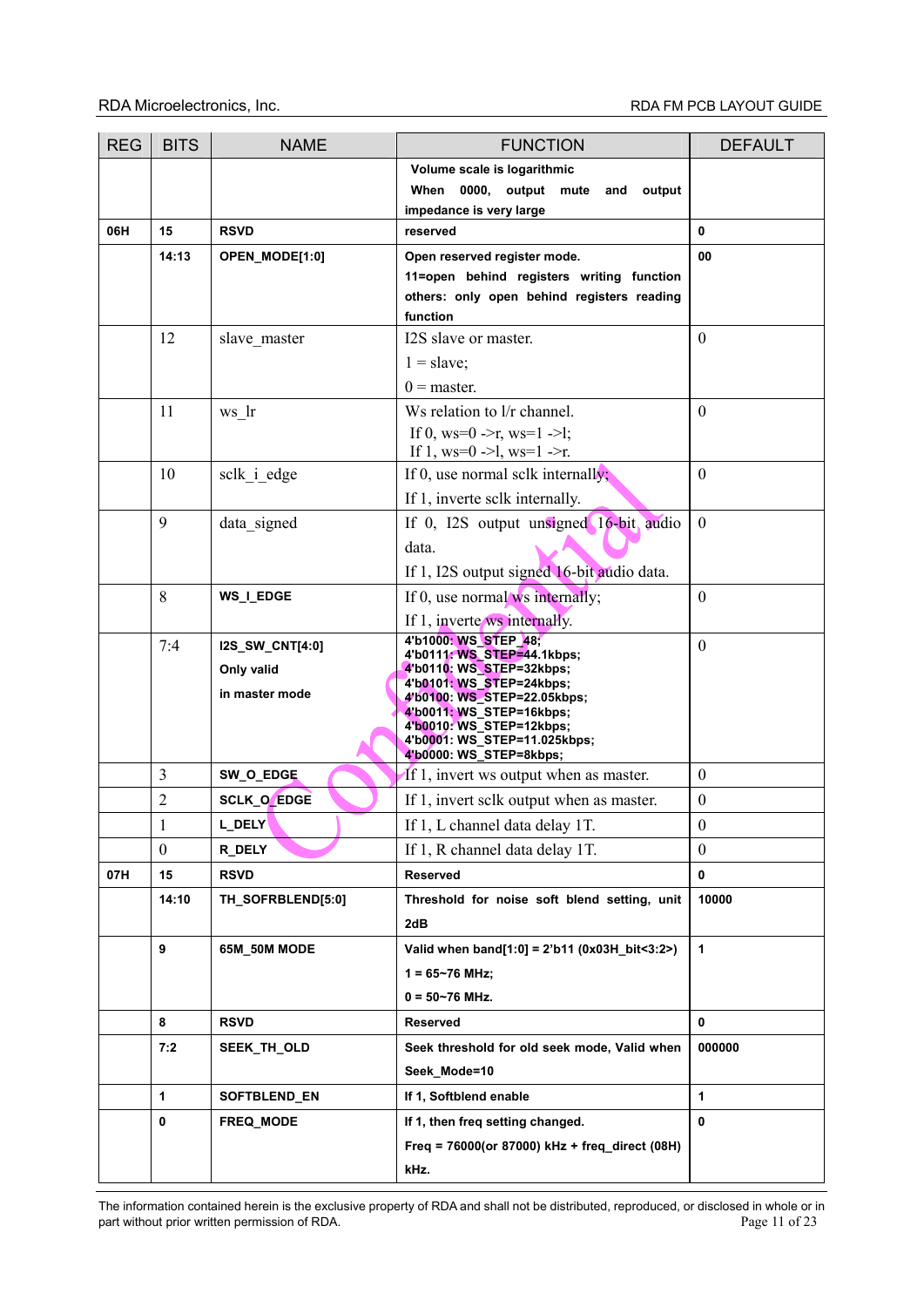| REG | BITS | NAME | FUNCTION | DEFAULT |
|---|---|---|---|---|
| | | | **Volume scale is logarithmic** **When 0000, output mute and output impedance is very large** | |
| **06H** | **15** | **RSVD** | **reserved** | **0** |
| | **14:13** | **OPEN_MODE[1:0]** | **Open reserved register mode.** **11=open behind registers writing function** **others: only open behind registers reading function** | **00** |
| | 12 | slave_master | I2S slave or master. 1 = slave; 0 = master. | 0 |
| | 11 | ws_lr | Ws relation to l/r channel. If 0, ws=0 ->r, ws=1 ->l; If 1, ws=0 ->l, ws=1 ->r. | 0 |
| | 10 | sclk_i_edge | If 0, use normal sclk internally; If 1, inverte sclk internally. | 0 |
| | 9 | data_signed | If 0, I2S output unsigned 16-bit audio data. If 1, I2S output signed 16-bit audio data. | 0 |
| | 8 | **WS_I_EDGE** | If 0, use normal ws internally; If 1, inverte ws internally. | 0 |
| | 7:4 | **I2S_SW_CNT[4:0]** **Only valid in master mode** | **4'b1000: WS_STEP_48;** **4'b0111: WS_STEP=44.1kbps;** **4'b0110: WS_STEP=32kbps;** **4'b0101: WS_STEP=24kbps;** **4'b0100: WS_STEP=22.05kbps;** **4'b0011: WS_STEP=16kbps;** **4'b0010: WS_STEP=12kbps;** **4'b0001: WS_STEP=11.025kbps;** **4'b0000: WS_STEP=8kbps;** | 0 |
| | 3 | **SW_O_EDGE** | If 1, invert ws output when as master. | 0 |
| | 2 | **SCLK_O_EDGE** | If 1, invert sclk output when as master. | 0 |
| | 1 | **L_DELY** | If 1, L channel data delay 1T. | 0 |
| | 0 | **R_DELY** | If 1, R channel data delay 1T. | 0 |
| **07H** | **15** | **RSVD** | **Reserved** | **0** |
| | **14:10** | **TH_SOFRBLEND[5:0]** | **Threshold for noise soft blend setting, unit 2dB** | **10000** |
| | **9** | **65M_50M MODE** | **Valid when band[1:0] = 2'b11 (0x03H_bit<3:2>)** **1 = 65~76 MHz;** **0 = 50~76 MHz.** | **1** |
| | **8** | **RSVD** | **Reserved** | **0** |
| | **7:2** | **SEEK_TH_OLD** | **Seek threshold for old seek mode, Valid when Seek_Mode=10** | **000000** |
| | **1** | **SOFTBLEND_EN** | **If 1, Softblend enable** | **1** |
| | **0** | **FREQ_MODE** | **If 1, then freq setting changed.** **Freq = 76000(or 87000) kHz + freq_direct (08H) kHz.** | **0** |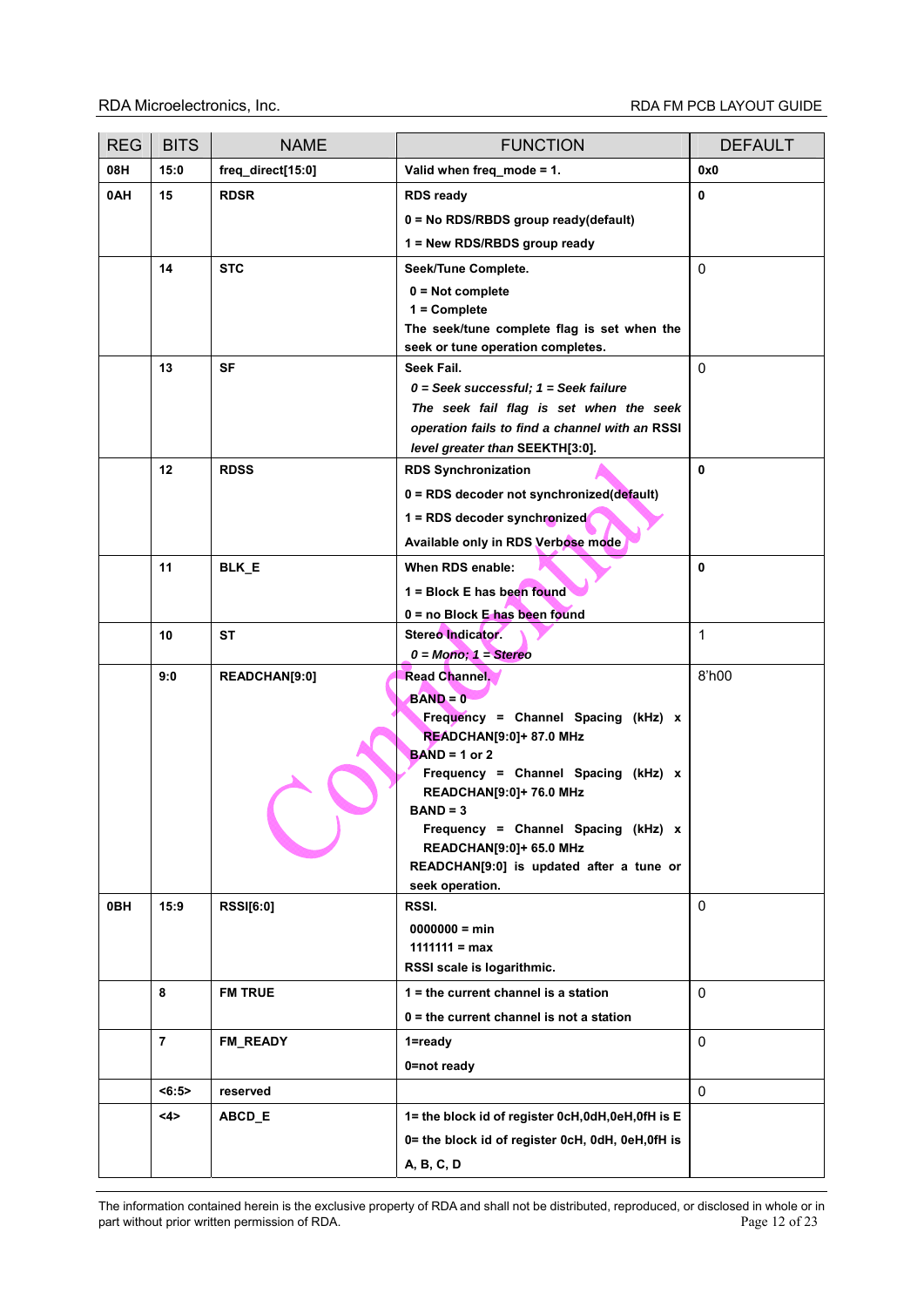| REG | BITS | NAME | FUNCTION | DEFAULT |
|---|---|---|---|---|
| 08H | 15:0 | freq_direct[15:0] | Valid when freq_mode = 1. | 0x0 |
| 0AH | 15 | RDSR | RDS ready<br>0 = No RDS/RBDS group ready(default)<br>1 = New RDS/RBDS group ready | 0 |
| | 14 | STC | Seek/Tune Complete.<br>0 = Not complete<br>1 = Complete<br>The seek/tune complete flag is set when the seek or tune operation completes. | 0 |
| | 13 | SF | Seek Fail.<br>*0 = Seek successful; 1 = Seek failure*<br>*The seek fail flag is set when the seek operation fails to find a channel with an RSSI level greater than* SEEKTH[3:0]. | 0 |
| | 12 | RDSS | RDS Synchronization<br>0 = RDS decoder not synchronized(default)<br>1 = RDS decoder synchronized<br>Available only in RDS Verbose mode | 0 |
| | 11 | BLK_E | When RDS enable:<br>1 = Block E has been found<br>0 = no Block E has been found | 0 |
| | 10 | ST | Stereo Indicator.<br>*0 = Mono; 1 = Stereo* | 1 |
| | 9:0 | READCHAN[9:0] | Read Channel.<br>BAND = 0<br>Frequency = Channel Spacing (kHz) x READCHAN[9:0]+ 87.0 MHz<br>BAND = 1 or 2<br>Frequency = Channel Spacing (kHz) x READCHAN[9:0]+ 76.0 MHz<br>BAND = 3<br>Frequency = Channel Spacing (kHz) x READCHAN[9:0]+ 65.0 MHz<br>READCHAN[9:0] is updated after a tune or seek operation. | 8'h00 |
| 0BH | 15:9 | RSSI[6:0] | RSSI.<br>0000000 = min<br>1111111 = max<br>RSSI scale is logarithmic. | 0 |
| | 8 | FM TRUE | 1 = the current channel is a station<br>0 = the current channel is not a station | 0 |
| | 7 | FM_READY | 1=ready<br>0=not ready | 0 |
| | <6:5> | reserved | | 0 |
| | <4> | ABCD_E | 1= the block id of register 0cH,0dH,0eH,0fH is E<br>0= the block id of register 0cH, 0dH, 0eH,0fH is A, B, C, D | |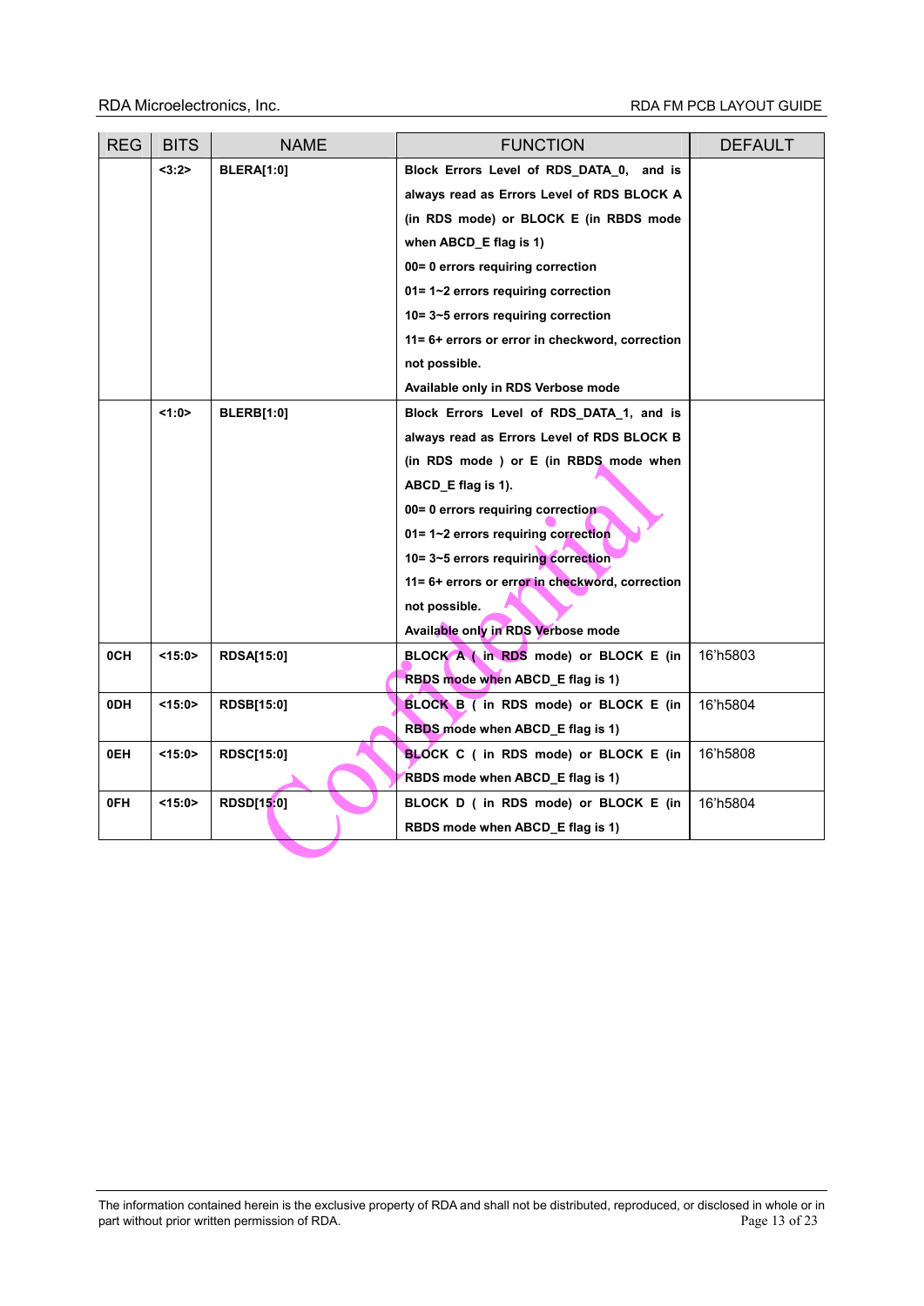| REG | BITS | NAME | FUNCTION | DEFAULT |
|---|---|---|---|---|
| | <3:2> | BLERA[1:0] | Block Errors Level of RDS_DATA_0, and is always read as Errors Level of RDS BLOCK A (in RDS mode) or BLOCK E (in RBDS mode when ABCD_E flag is 1)<br>00= 0 errors requiring correction<br>01= 1~2 errors requiring correction<br>10= 3~5 errors requiring correction<br>11= 6+ errors or error in checkword, correction not possible.<br>Available only in RDS Verbose mode | |
| | <1:0> | BLERB[1:0] | Block Errors Level of RDS_DATA_1, and is always read as Errors Level of RDS BLOCK B (in RDS mode ) or E (in RBDS mode when ABCD_E flag is 1).<br>00= 0 errors requiring correction<br>01= 1~2 errors requiring correction<br>10= 3~5 errors requiring correction<br>11= 6+ errors or error in checkword, correction not possible.<br>Available only in RDS Verbose mode | |
| 0CH | <15:0> | RDSA[15:0] | BLOCK A ( in RDS mode) or BLOCK E (in RBDS mode when ABCD_E flag is 1) | 16'h5803 |
| 0DH | <15:0> | RDSB[15:0] | BLOCK B ( in RDS mode) or BLOCK E (in RBDS mode when ABCD_E flag is 1) | 16'h5804 |
| 0EH | <15:0> | RDSC[15:0] | BLOCK C ( in RDS mode) or BLOCK E (in RBDS mode when ABCD_E flag is 1) | 16'h5808 |
| 0FH | <15:0> | RDSD[15:0] | BLOCK D ( in RDS mode) or BLOCK E (in RBDS mode when ABCD_E flag is 1) | 16'h5804 |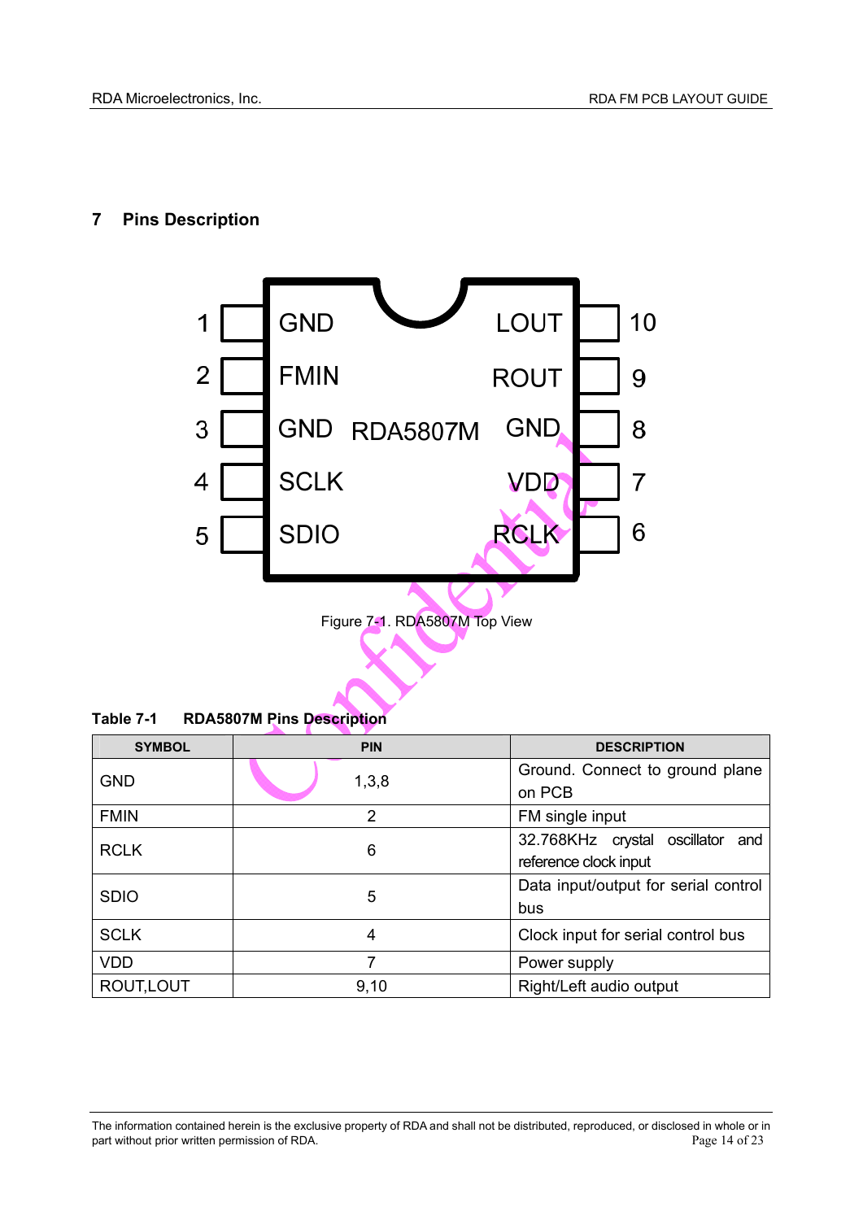# 7 Pins Description

Figure 7-1. RDA5807M Top View

**Table 7-1 RDA5807M Pins Description**

| SYMBOL | PIN | DESCRIPTION |
|---|---|---|
| GND | 1,3,8 | Ground. Connect to ground plane on PCB |
| FMIN | 2 | FM single input |
| RCLK | 6 | 32.768KHz crystal oscillator and reference clock input |
| SDIO | 5 | Data input/output for serial control bus |
| SCLK | 4 | Clock input for serial control bus |
| VDD | 7 | Power supply |
| ROUT,LOUT | 9,10 | Right/Left audio output |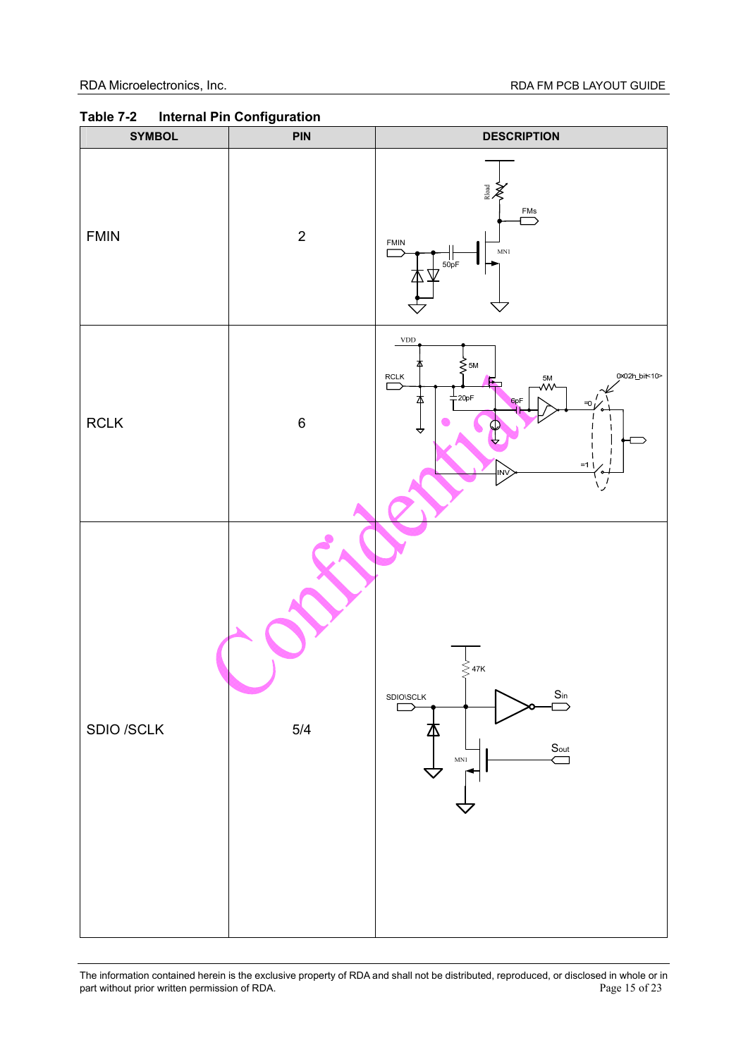**Table 7-2 Internal Pin Configuration**

| SYMBOL | PIN | DESCRIPTION |
|---|---|---|
| FMIN | 2 | |
| RCLK | 6 | |
| SDIO /SCLK | 5/4 | |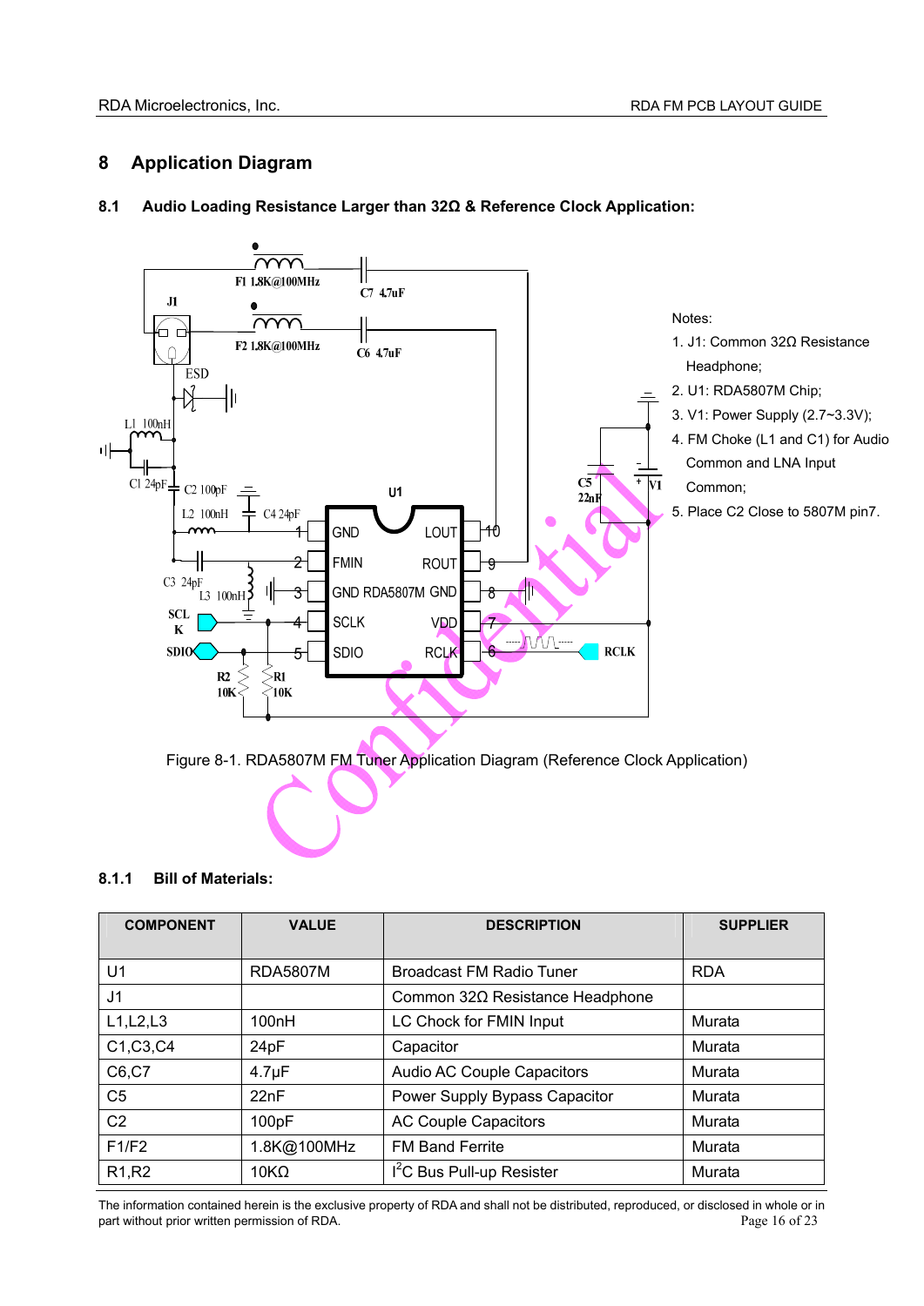# 8 Application Diagram

## 8.1 Audio Loading Resistance Larger than 32Ω & Reference Clock Application:

Notes:

1. J1: Common 32Ω Resistance Headphone;
2. U1: RDA5807M Chip;
3. V1: Power Supply (2.7~3.3V);
4. FM Choke (L1 and C1) for Audio Common and LNA Input Common;
5. Place C2 Close to 5807M pin7.

Figure 8-1. RDA5807M FM Tuner Application Diagram (Reference Clock Application)

### 8.1.1 Bill of Materials:

| COMPONENT | VALUE | DESCRIPTION | SUPPLIER |
|---|---|---|---|
| U1 | RDA5807M | Broadcast FM Radio Tuner | RDA |
| J1 | | Common 32Ω Resistance Headphone | |
| L1,L2,L3 | 100nH | LC Chock for FMIN Input | Murata |
| C1,C3,C4 | 24pF | Capacitor | Murata |
| C6,C7 | 4.7μF | Audio AC Couple Capacitors | Murata |
| C5 | 22nF | Power Supply Bypass Capacitor | Murata |
| C2 | 100pF | AC Couple Capacitors | Murata |
| F1/F2 | 1.8K@100MHz | FM Band Ferrite | Murata |
| R1,R2 | 10KΩ | $I^2C$ Bus Pull-up Resister | Murata |

The information contained herein is the exclusive property of RDA and shall not be distributed, reproduced, or disclosed in whole or in part without prior written permission of RDA.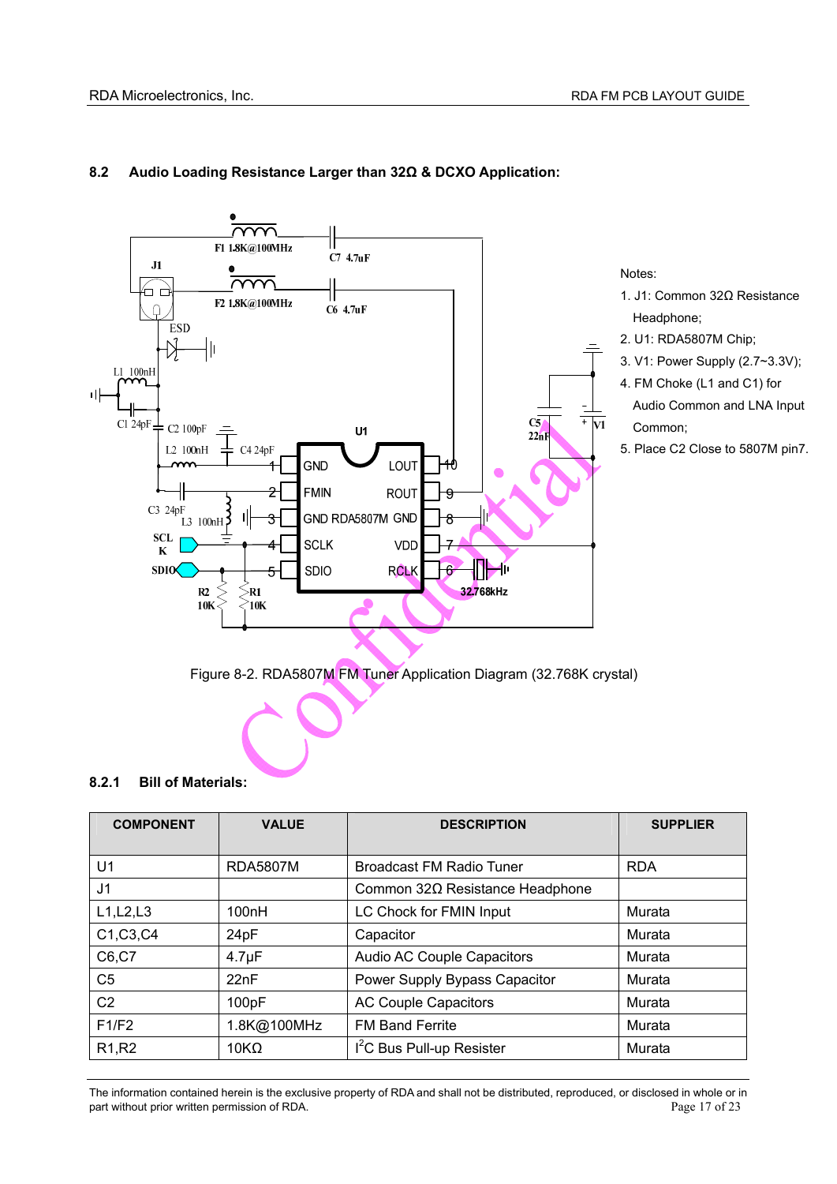## 8.2 Audio Loading Resistance Larger than 32Ω & DCXO Application:

Notes:

1. J1: Common 32Ω Resistance Headphone;
2. U1: RDA5807M Chip;
3. V1: Power Supply (2.7~3.3V);
4. FM Choke (L1 and C1) for Audio Common and LNA Input Common;
5. Place C2 Close to 5807M pin7.

Figure 8-2. RDA5807M FM Tuner Application Diagram (32.768K crystal)

### 8.2.1 Bill of Materials:

| COMPONENT | VALUE | DESCRIPTION | SUPPLIER |
|---|---|---|---|
| U1 | RDA5807M | Broadcast FM Radio Tuner | RDA |
| J1 | | Common 32Ω Resistance Headphone | |
| L1,L2,L3 | 100nH | LC Chock for FMIN Input | Murata |
| C1,C3,C4 | 24pF | Capacitor | Murata |
| C6,C7 | 4.7μF | Audio AC Couple Capacitors | Murata |
| C5 | 22nF | Power Supply Bypass Capacitor | Murata |
| C2 | 100pF | AC Couple Capacitors | Murata |
| F1/F2 | 1.8K@100MHz | FM Band Ferrite | Murata |
| R1,R2 | 10KΩ | $I^2C$ Bus Pull-up Resister | Murata |

The information contained herein is the exclusive property of RDA and shall not be distributed, reproduced, or disclosed in whole or in part without prior written permission of RDA.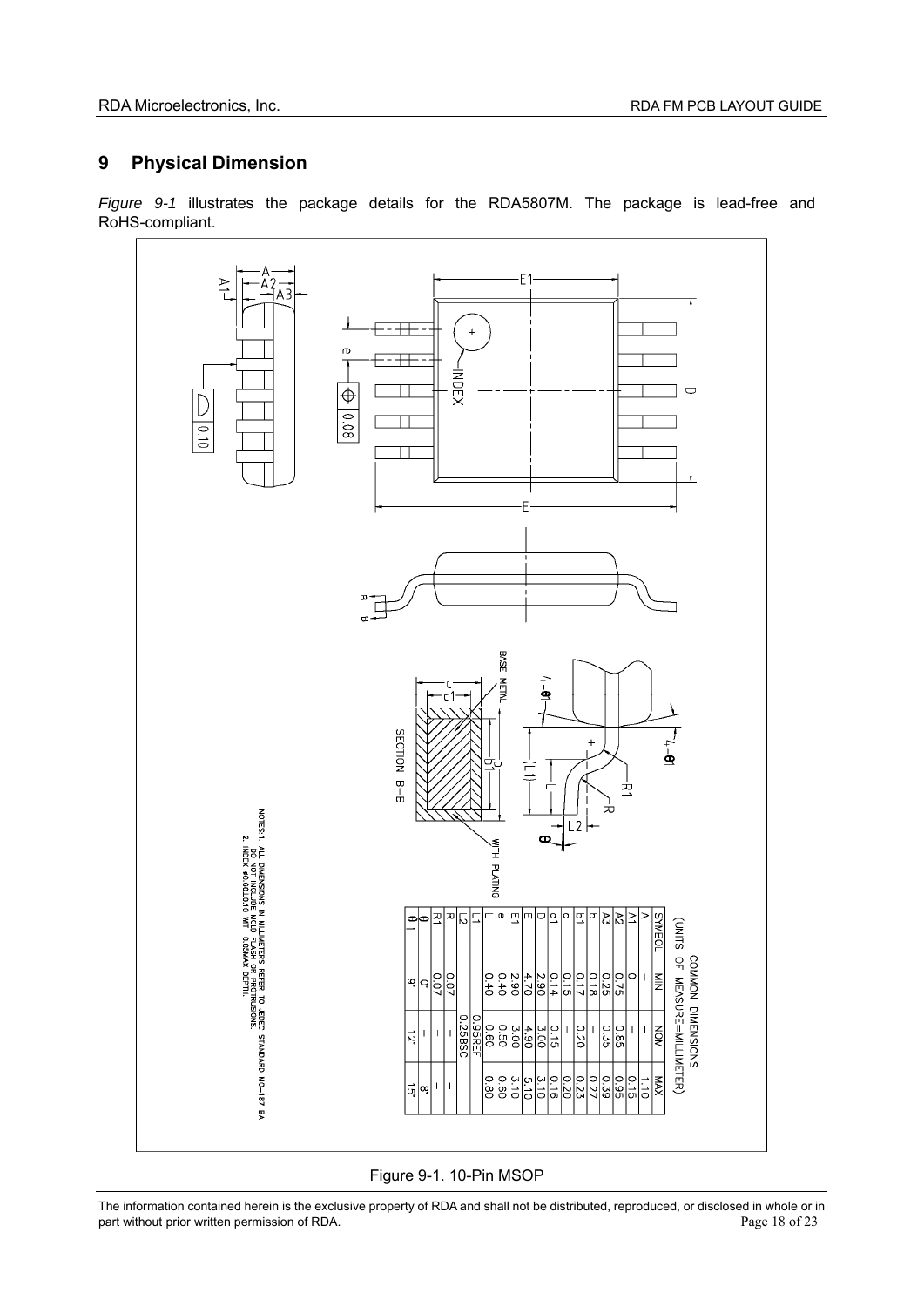## 9 Physical Dimension

*Figure 9-1* illustrates the package details for the RDA5807M. The package is lead-free and RoHS-compliant.

COMMON DIMENSIONS
(UNITS OF MEASURE=MILLIMETER)

| SYMBOL | MIN | NOM | MAX |
|---|---|---|---|
| A | — | — | 1.10 |
| A1 | 0 | — | 0.15 |
| A2 | 0.75 | 0.85 | 0.95 |
| A3 | 0.25 | 0.35 | 0.39 |
| b | 0.18 | — | 0.27 |
| b1 | 0.17 | 0.20 | 0.23 |
| c | 0.15 | — | 0.20 |
| c1 | 0.14 | 0.15 | 0.16 |
| D | 2.90 | 3.00 | 3.10 |
| E | 4.70 | 4.90 | 5.10 |
| E1 | 2.90 | 3.00 | 3.10 |
| e | 0.40 | 0.50 | 0.60 |
| L | 0.40 | 0.60 | 0.80 |
| L1 | | 0.95REF | |
| L2 | | 0.25BSC | |
| R | 0.07 | — | — |
| R1 | 0.07 | — | — |
| θ | 0° | — | 8° |
| θ1 | 9° | 12° | 15° |

NOTES: 1. ALL DIMENSIONS IN MILLIMETERS REFER TO JEDEC STANDARD MO-187 BA DO NOT INCLUDE MOLD FLASH OR PROTRUSIONS.
2. INDEX φ0.60±0.10 WITH 0.05MAX DEPTH.

Figure 9-1. 10-Pin MSOP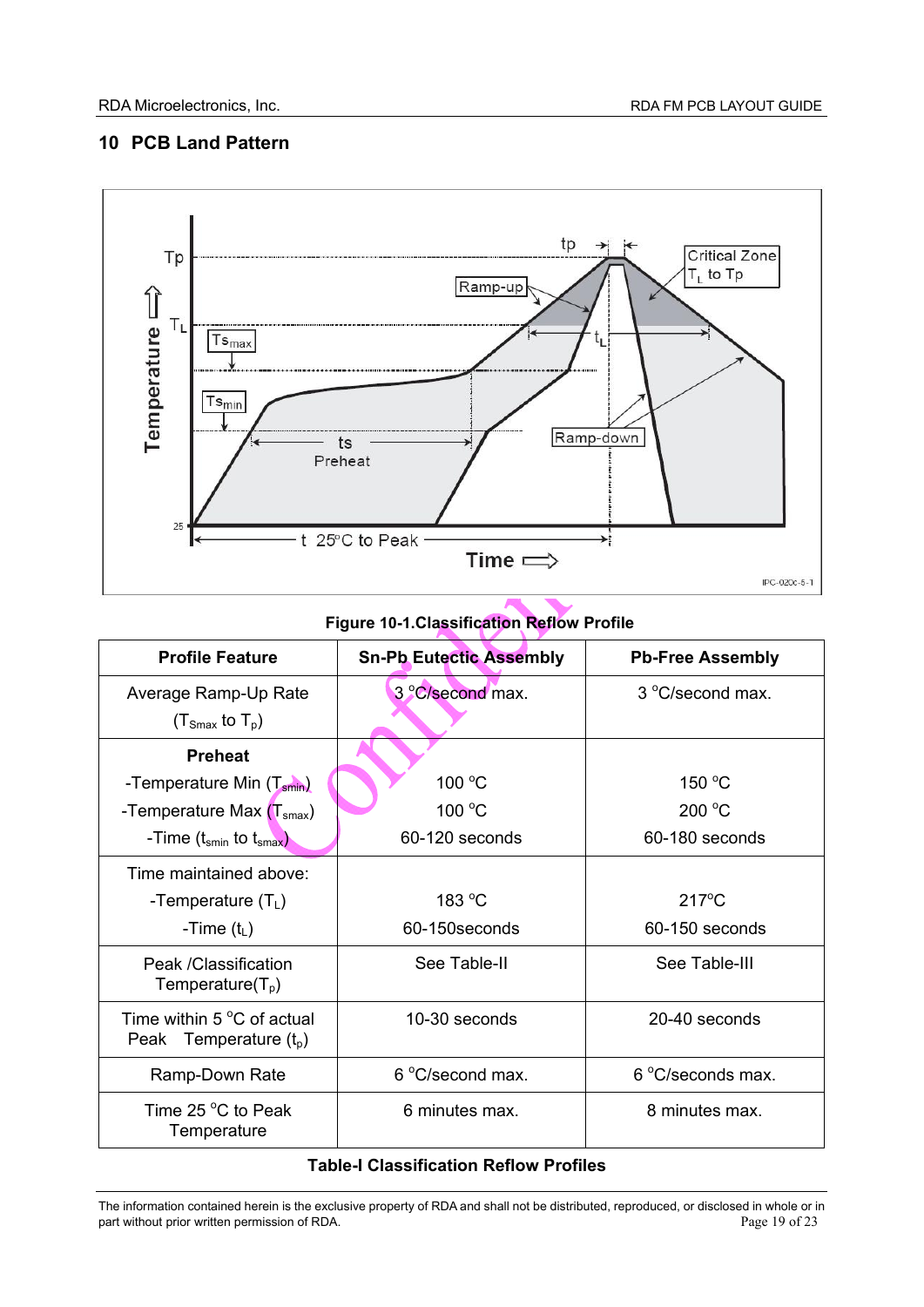## 10 PCB Land Pattern

Figure 10-1.Classification Reflow Profile

| Profile Feature | Sn-Pb Eutectic Assembly | Pb-Free Assembly |
|---|---|---|
| Average Ramp-Up Rate ($T_{Smax}$ to $T_p$) | 3 °C/second max. | 3 °C/second max. |
| **Preheat**<br>-Temperature Min ($T_{smin}$)<br>-Temperature Max ($T_{smax}$)<br>-Time ($t_{smin}$ to $t_{smax}$) | <br>100 °C<br>100 °C<br>60-120 seconds | <br>150 °C<br>200 °C<br>60-180 seconds |
| Time maintained above:<br>-Temperature ($T_L$)<br>-Time ($t_L$) | <br>183 °C<br>60-150seconds | <br>217°C<br>60-150 seconds |
| Peak /Classification Temperature($T_p$) | See Table-II | See Table-III |
| Time within 5 °C of actual Peak Temperature ($t_p$) | 10-30 seconds | 20-40 seconds |
| Ramp-Down Rate | 6 °C/second max. | 6 °C/seconds max. |
| Time 25 °C to Peak Temperature | 6 minutes max. | 8 minutes max. |

**Table-I Classification Reflow Profiles**

The information contained herein is the exclusive property of RDA and shall not be distributed, reproduced, or disclosed in whole or in part without prior written permission of RDA.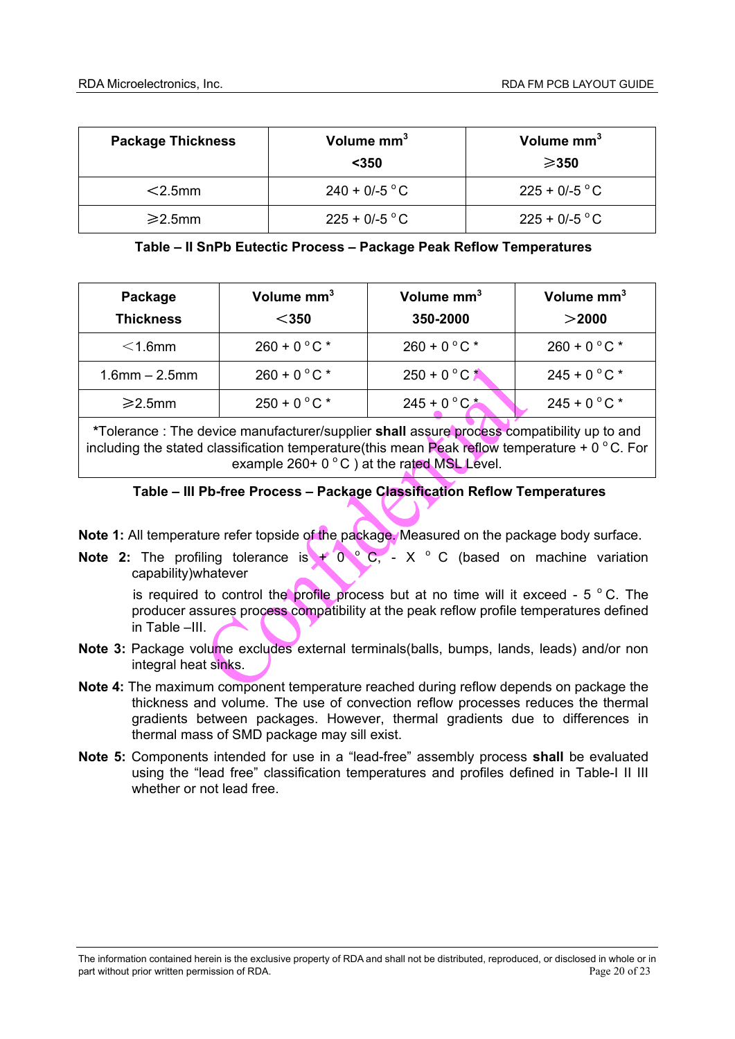| Package Thickness | Volume mm$^3$ <350 | Volume mm$^3$ ≥350 |
|---|---|---|
| <2.5mm | 240 + 0/-5 °C | 225 + 0/-5 °C |
| ≥2.5mm | 225 + 0/-5 °C | 225 + 0/-5 °C |

**Table – II SnPb Eutectic Process – Package Peak Reflow Temperatures**

| Package Thickness | Volume mm$^3$ <350 | Volume mm$^3$ 350-2000 | Volume mm$^3$ >2000 |
|---|---|---|---|
| <1.6mm | 260 + 0 °C * | 260 + 0 °C * | 260 + 0 °C * |
| 1.6mm – 2.5mm | 260 + 0 °C * | 250 + 0 °C * | 245 + 0 °C * |
| ≥2.5mm | 250 + 0 °C * | 245 + 0 °C * | 245 + 0 °C * |
| *Tolerance : The device manufacturer/supplier **shall** assure process compatibility up to and including the stated classification temperature(this mean Peak reflow temperature + 0 °C. For example 260+ 0 °C ) at the rated MSL Level. | | | |

**Table – III Pb-free Process – Package Classification Reflow Temperatures**

**Note 1:** All temperature refer topside of the package. Measured on the package body surface.

**Note 2:** The profiling tolerance is + 0 °C, - X °C (based on machine variation capability)whatever

is required to control the profile process but at no time will it exceed - 5 °C. The producer assures process compatibility at the peak reflow profile temperatures defined in Table –III.

**Note 3:** Package volume excludes external terminals(balls, bumps, lands, leads) and/or non integral heat sinks.

**Note 4:** The maximum component temperature reached during reflow depends on package the thickness and volume. The use of convection reflow processes reduces the thermal gradients between packages. However, thermal gradients due to differences in thermal mass of SMD package may sill exist.

**Note 5:** Components intended for use in a "lead-free" assembly process **shall** be evaluated using the "lead free" classification temperatures and profiles defined in Table-I II III whether or not lead free.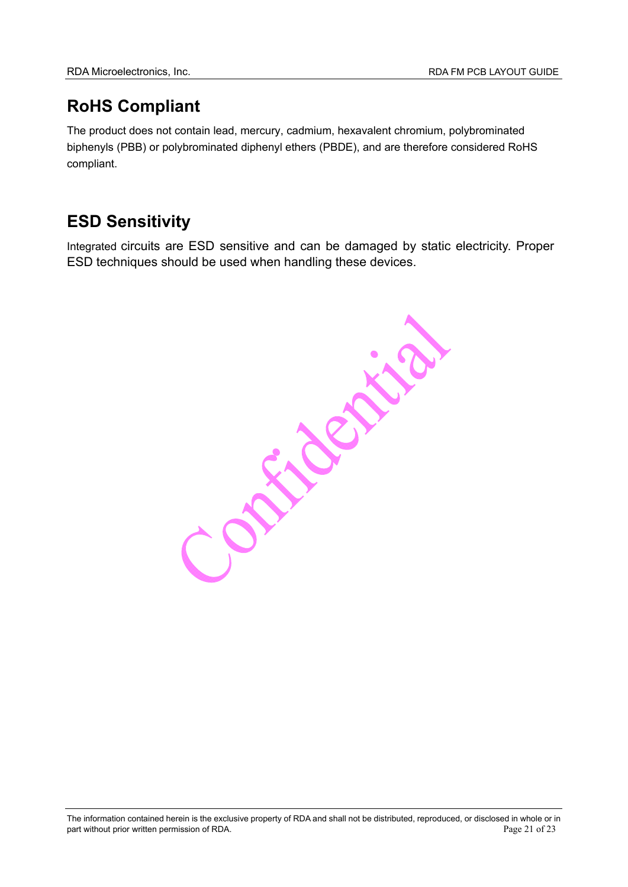## RoHS Compliant

The product does not contain lead, mercury, cadmium, hexavalent chromium, polybrominated biphenyls (PBB) or polybrominated diphenyl ethers (PBDE), and are therefore considered RoHS compliant.

## ESD Sensitivity

Integrated circuits are ESD sensitive and can be damaged by static electricity. Proper ESD techniques should be used when handling these devices.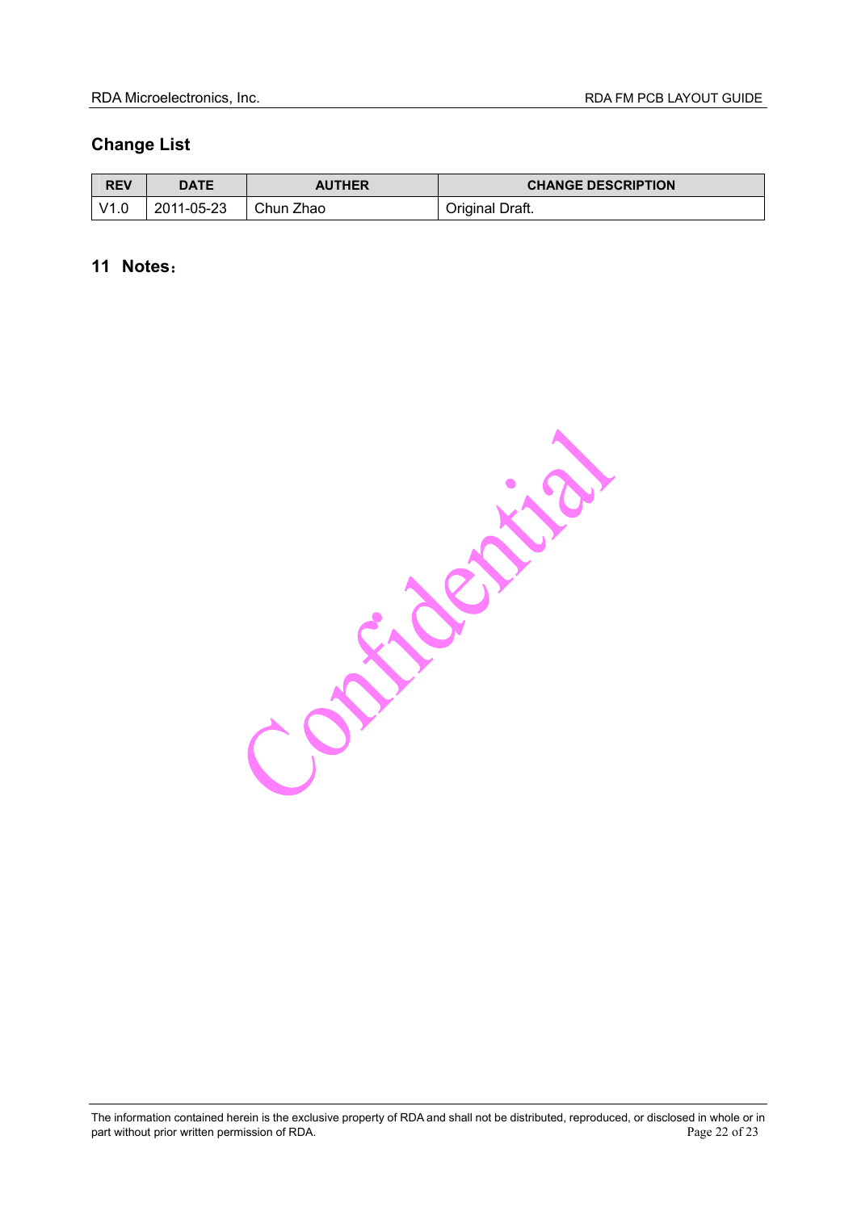## Change List

| REV | DATE | AUTHER | CHANGE DESCRIPTION |
|---|---|---|---|
| V1.0 | 2011-05-23 | Chun Zhao | Original Draft. |

## 11 Notes：

Confidential

The information contained herein is the exclusive property of RDA and shall not be distributed, reproduced, or disclosed in whole or in part without prior written permission of RDA.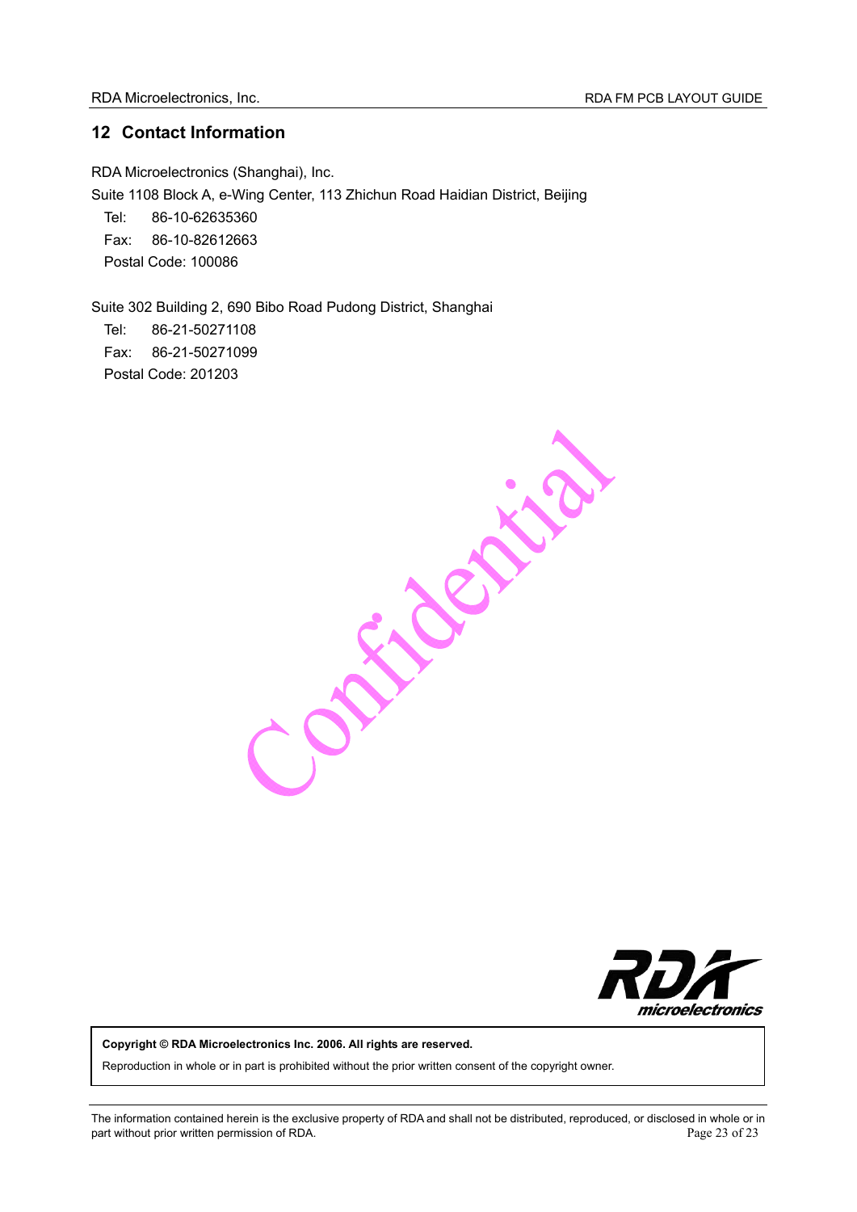## 12 Contact Information

RDA Microelectronics (Shanghai), Inc.

Suite 1108 Block A, e-Wing Center, 113 Zhichun Road Haidian District, Beijing

Tel: 86-10-62635360

Fax: 86-10-82612663

Postal Code: 100086

Suite 302 Building 2, 690 Bibo Road Pudong District, Shanghai

Tel: 86-21-50271108

Fax: 86-21-50271099

Postal Code: 201203

**Copyright © RDA Microelectronics Inc. 2006. All rights are reserved.**

Reproduction in whole or in part is prohibited without the prior written consent of the copyright owner.

The information contained herein is the exclusive property of RDA and shall not be distributed, reproduced, or disclosed in whole or in part without prior written permission of RDA.